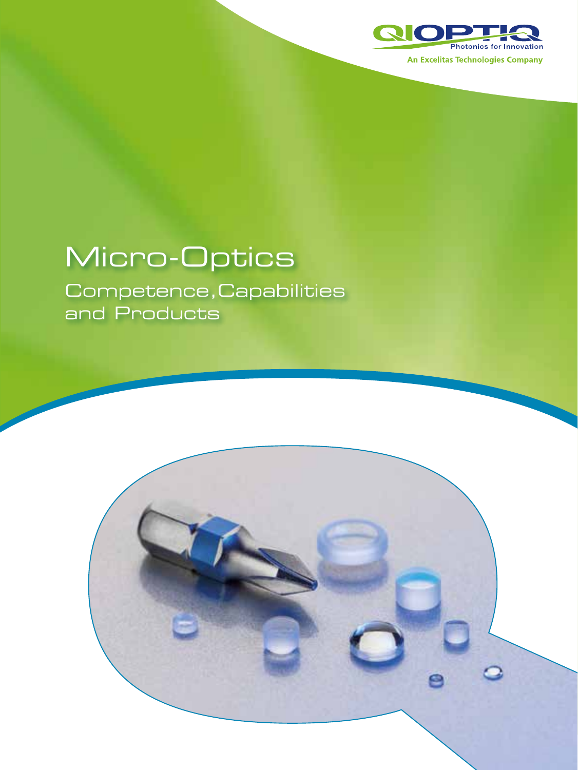QIOPTIQ

Photonics for Innovation

An Excelitas Technologies Company

# Micro-Optics

## Competence, Capabilities and Products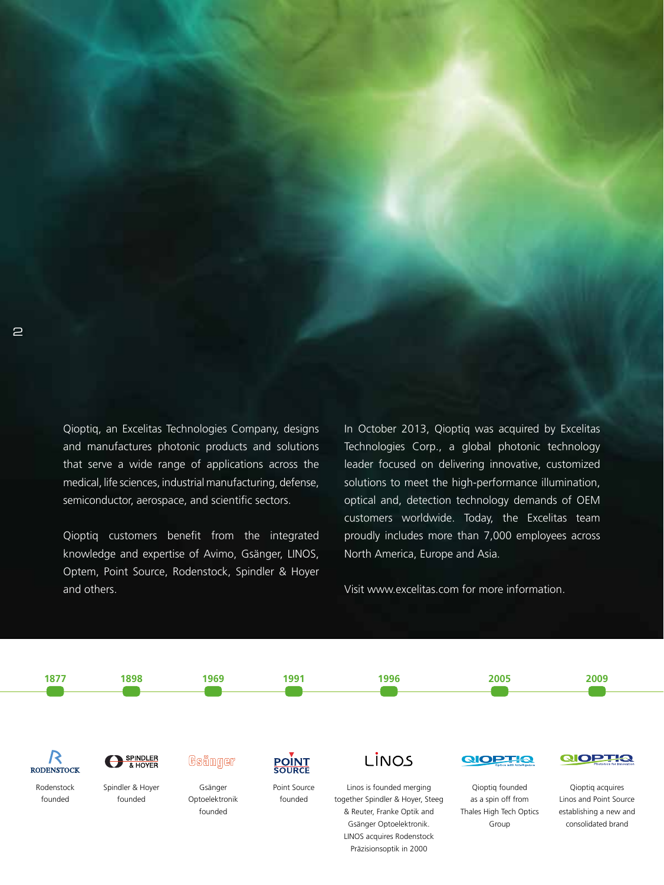Qioptiq, an Excelitas Technologies Company, designs and manufactures photonic products and solutions that serve a wide range of applications across the medical, life sciences, industrial manufacturing, defense, semiconductor, aerospace, and scientific sectors.

Qioptiq customers benefit from the integrated knowledge and expertise of Avimo, Gsänger, LINOS, Optem, Point Source, Rodenstock, Spindler & Hoyer and others.

In October 2013, Qioptiq was acquired by Excelitas Technologies Corp., a global photonic technology leader focused on delivering innovative, customized solutions to meet the high-performance illumination, optical and, detection technology demands of OEM customers worldwide. Today, the Excelitas team proudly includes more than 7,000 employees across North America, Europe and Asia.

Visit www.excelitas.com for more information.

| 1877 | 1898 | 1969 | 1991 | 1996 | 2005 | 2009 |
|---|---|---|---|---|---|---|
| Rodenstock founded | Spindler & Hoyer founded | Gsänger Optoelektronik founded | Point Source founded | Linos is founded merging together Spindler & Hoyer, Steeg & Reuter, Franke Optik and Gsänger Optoelektronik. LINOS acquires Rodenstock Präzisionsoptik in 2000 | Qioptiq founded as a spin off from Thales High Tech Optics Group | Qioptiq acquires Linos and Point Source establishing a new and consolidated brand |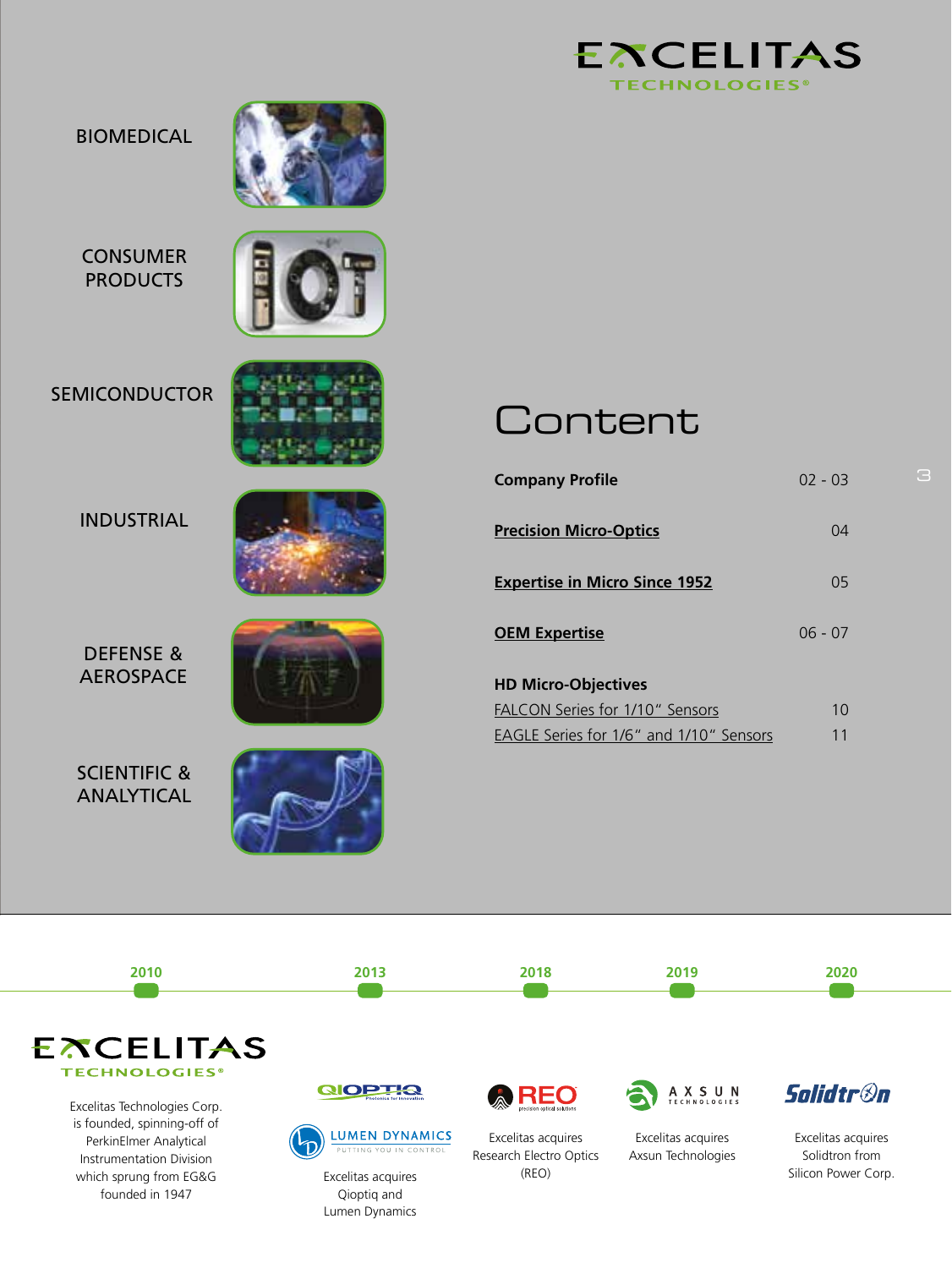EXCELITAS TECHNOLOGIES®

BIOMEDICAL

CONSUMER PRODUCTS

SEMICONDUCTOR

INDUSTRIAL

DEFENSE & AEROSPACE

SCIENTIFIC & ANALYTICAL

# Content

| | |
|---|---|
| **Company Profile** | 02 - 03 |
| **Precision Micro-Optics** | 04 |
| **Expertise in Micro Since 1952** | 05 |
| **OEM Expertise** | 06 - 07 |
| **HD Micro-Objectives** | |
| FALCON Series for 1/10" Sensors | 10 |
| EAGLE Series for 1/6" and 1/10" Sensors | 11 |

**2010**

EXCELITAS TECHNOLOGIES®

Excelitas Technologies Corp. is founded, spinning-off of PerkinElmer Analytical Instrumentation Division which sprung from EG&G founded in 1947

**2013**

QIOPTIQ Photonics for Innovation

LUMEN DYNAMICS PUTTING YOU IN CONTROL

Excelitas acquires Qioptiq and Lumen Dynamics

**2018**

REO precision optical solutions

Excelitas acquires Research Electro Optics (REO)

**2019**

AXSUN TECHNOLOGIES

Excelitas acquires Axsun Technologies

**2020**

Solidtron

Excelitas acquires Solidtron from Silicon Power Corp.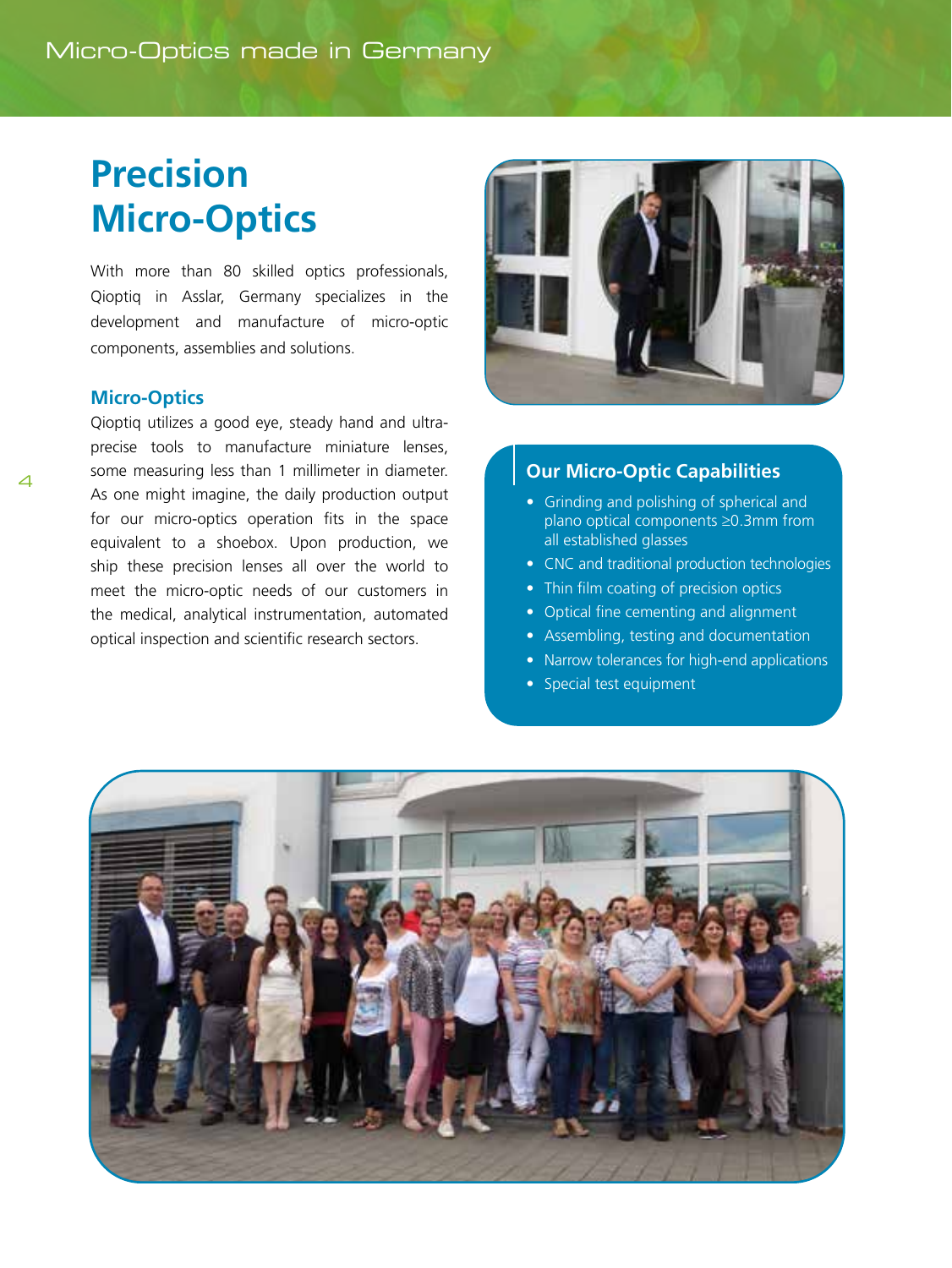# Precision Micro-Optics

With more than 80 skilled optics professionals, Qioptiq in Asslar, Germany specializes in the development and manufacture of micro-optic components, assemblies and solutions.

## Micro-Optics

Qioptiq utilizes a good eye, steady hand and ultra-precise tools to manufacture miniature lenses, some measuring less than 1 millimeter in diameter. As one might imagine, the daily production output for our micro-optics operation fits in the space equivalent to a shoebox. Upon production, we ship these precision lenses all over the world to meet the micro-optic needs of our customers in the medical, analytical instrumentation, automated optical inspection and scientific research sectors.

## Our Micro-Optic Capabilities

- Grinding and polishing of spherical and plano optical components ≥0.3mm from all established glasses
- CNC and traditional production technologies
- Thin film coating of precision optics
- Optical fine cementing and alignment
- Assembling, testing and documentation
- Narrow tolerances for high-end applications
- Special test equipment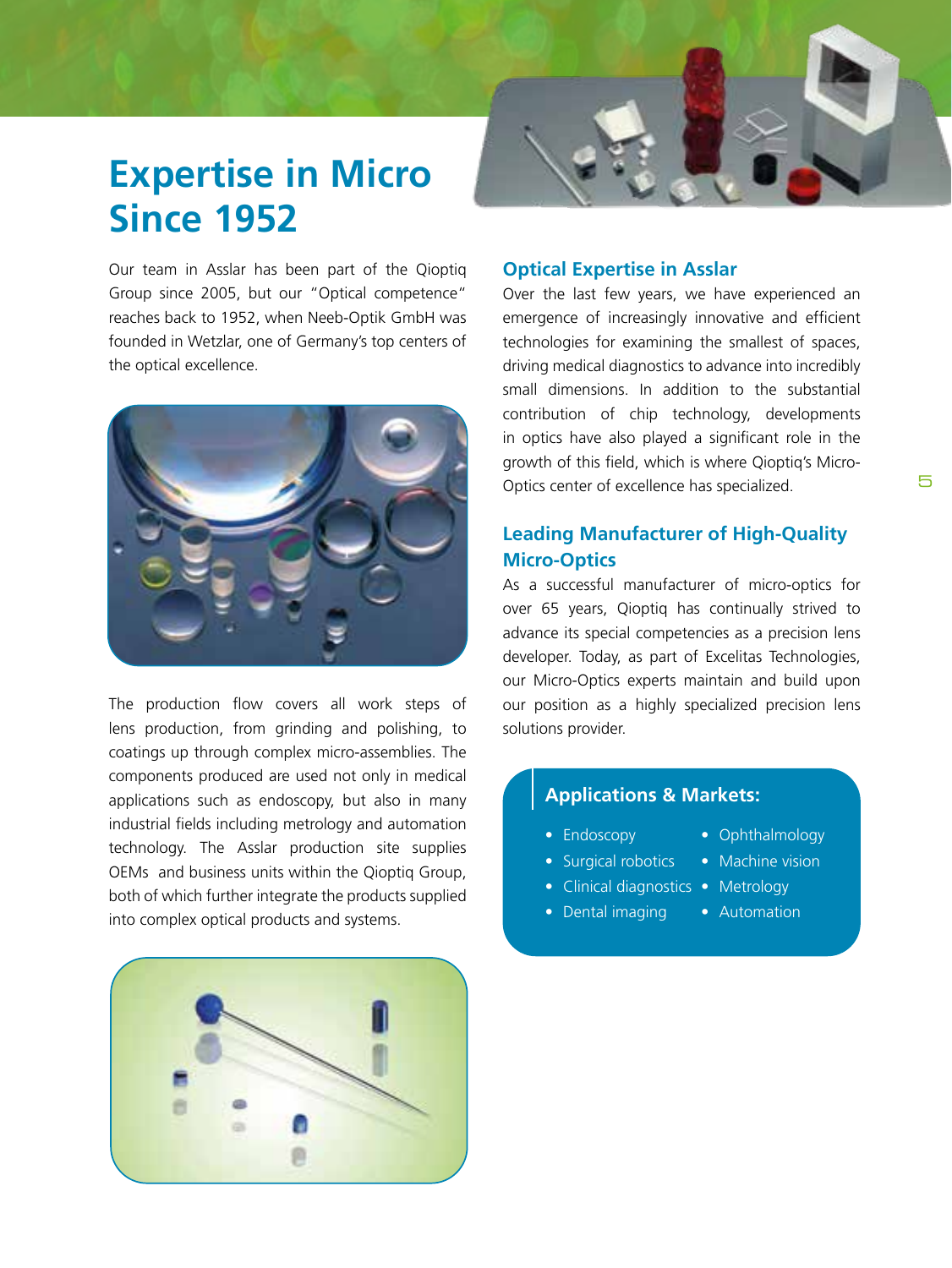# Expertise in Micro Since 1952

Our team in Asslar has been part of the Qioptiq Group since 2005, but our "Optical competence" reaches back to 1952, when Neeb-Optik GmbH was founded in Wetzlar, one of Germany's top centers of the optical excellence.

The production flow covers all work steps of lens production, from grinding and polishing, to coatings up through complex micro-assemblies. The components produced are used not only in medical applications such as endoscopy, but also in many industrial fields including metrology and automation technology. The Asslar production site supplies OEMs and business units within the Qioptiq Group, both of which further integrate the products supplied into complex optical products and systems.

## Optical Expertise in Asslar

Over the last few years, we have experienced an emergence of increasingly innovative and efficient technologies for examining the smallest of spaces, driving medical diagnostics to advance into incredibly small dimensions. In addition to the substantial contribution of chip technology, developments in optics have also played a significant role in the growth of this field, which is where Qioptiq's Micro-Optics center of excellence has specialized.

## Leading Manufacturer of High-Quality Micro-Optics

As a successful manufacturer of micro-optics for over 65 years, Qioptiq has continually strived to advance its special competencies as a precision lens developer. Today, as part of Excelitas Technologies, our Micro-Optics experts maintain and build upon our position as a highly specialized precision lens solutions provider.

### Applications & Markets:

- Endoscopy
- Surgical robotics
- Clinical diagnostics
- Dental imaging
- Ophthalmology
- Machine vision
- Metrology
- Automation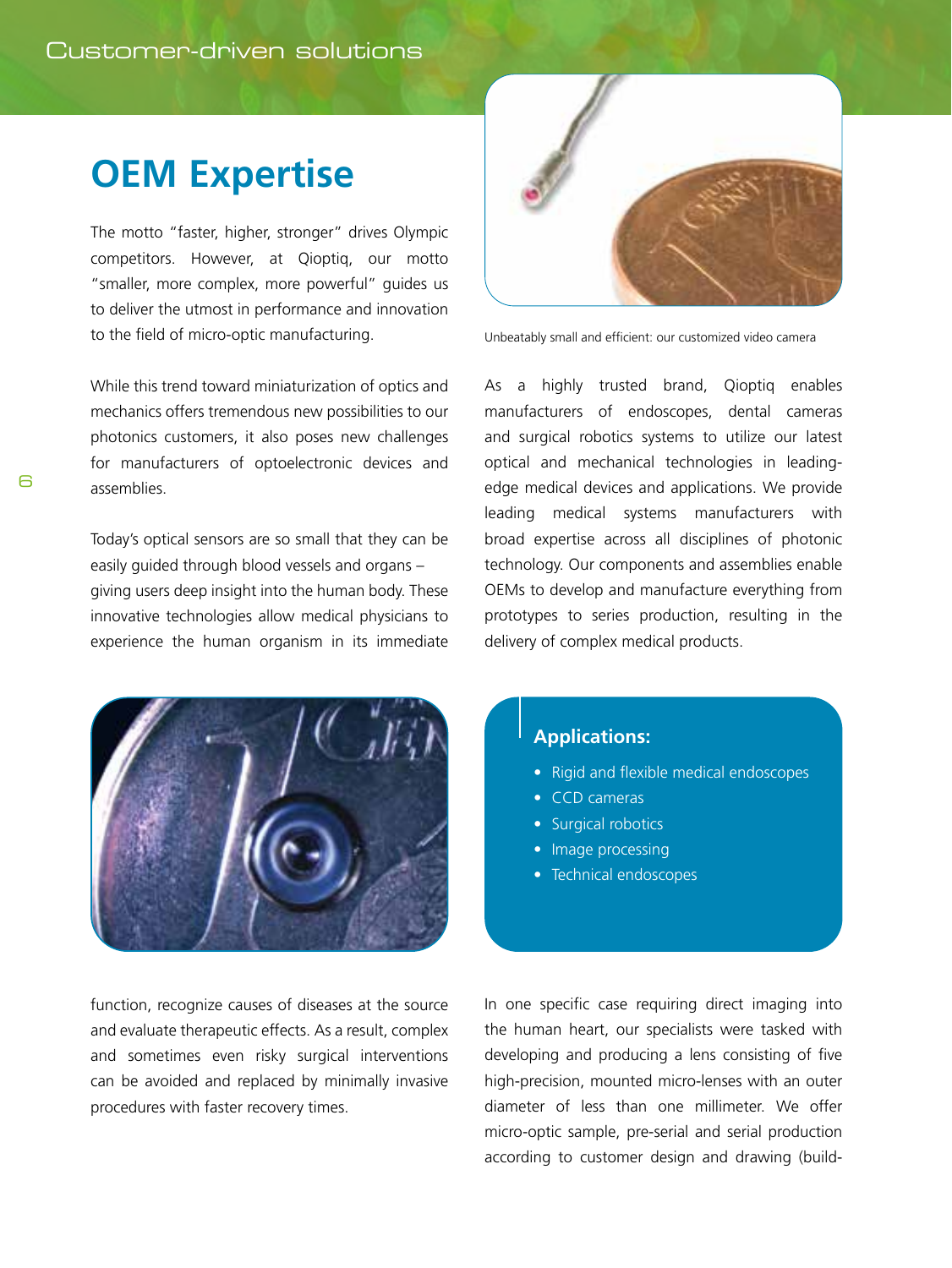# OEM Expertise

The motto "faster, higher, stronger" drives Olympic competitors. However, at Qioptiq, our motto "smaller, more complex, more powerful" guides us to deliver the utmost in performance and innovation to the field of micro-optic manufacturing.

While this trend toward miniaturization of optics and mechanics offers tremendous new possibilities to our photonics customers, it also poses new challenges for manufacturers of optoelectronic devices and assemblies.

Today's optical sensors are so small that they can be easily guided through blood vessels and organs – giving users deep insight into the human body. These innovative technologies allow medical physicians to experience the human organism in its immediate function, recognize causes of diseases at the source and evaluate therapeutic effects. As a result, complex and sometimes even risky surgical interventions can be avoided and replaced by minimally invasive procedures with faster recovery times.

Unbeatably small and efficient: our customized video camera

As a highly trusted brand, Qioptiq enables manufacturers of endoscopes, dental cameras and surgical robotics systems to utilize our latest optical and mechanical technologies in leading-edge medical devices and applications. We provide leading medical systems manufacturers with broad expertise across all disciplines of photonic technology. Our components and assemblies enable OEMs to develop and manufacture everything from prototypes to series production, resulting in the delivery of complex medical products.

## Applications:

- Rigid and flexible medical endoscopes
- CCD cameras
- Surgical robotics
- Image processing
- Technical endoscopes

In one specific case requiring direct imaging into the human heart, our specialists were tasked with developing and producing a lens consisting of five high-precision, mounted micro-lenses with an outer diameter of less than one millimeter. We offer micro-optic sample, pre-serial and serial production according to customer design and drawing (build-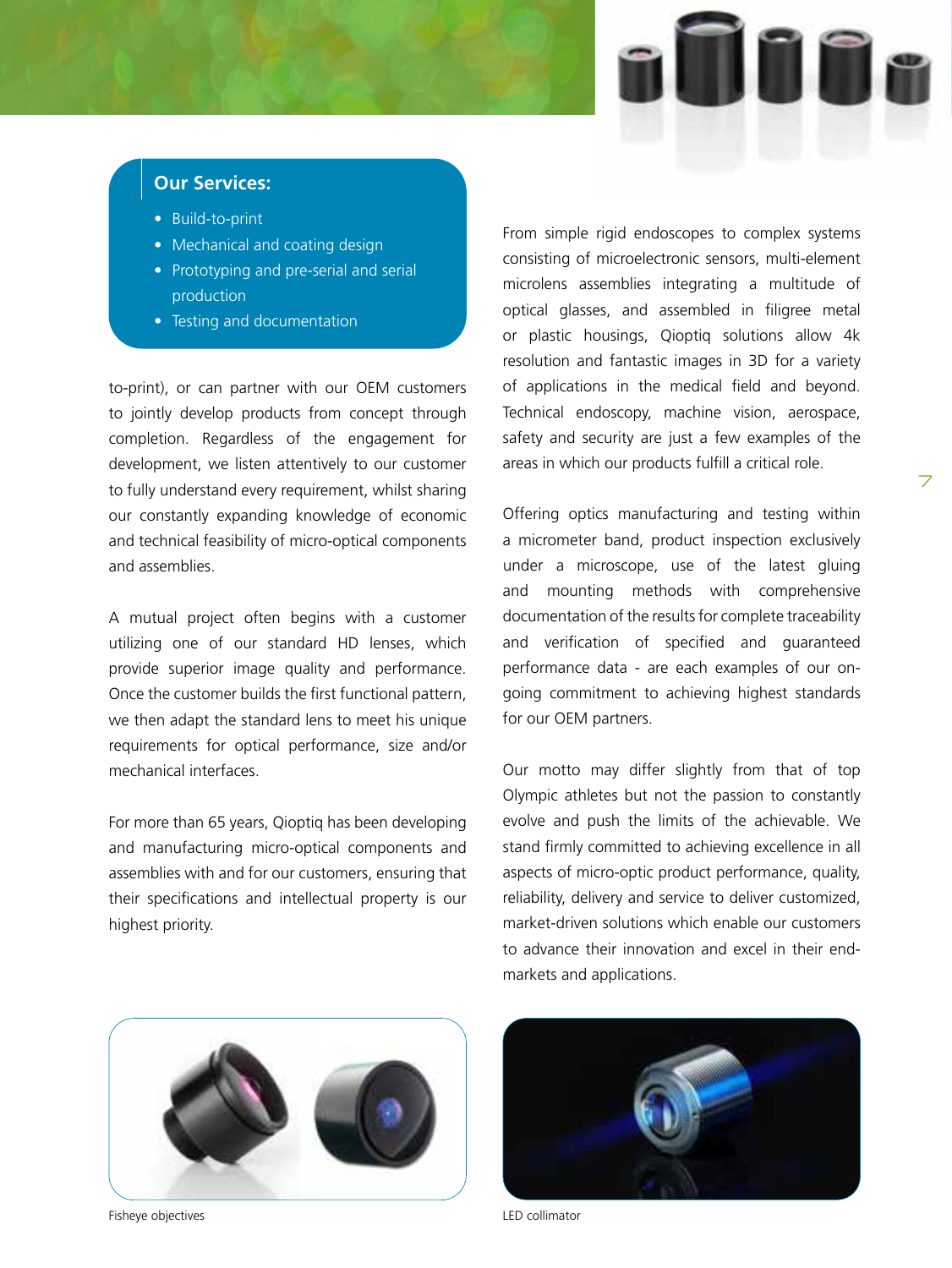## Our Services:

- Build-to-print
- Mechanical and coating design
- Prototyping and pre-serial and serial production
- Testing and documentation

to-print), or can partner with our OEM customers to jointly develop products from concept through completion. Regardless of the engagement for development, we listen attentively to our customer to fully understand every requirement, whilst sharing our constantly expanding knowledge of economic and technical feasibility of micro-optical components and assemblies.

A mutual project often begins with a customer utilizing one of our standard HD lenses, which provide superior image quality and performance. Once the customer builds the first functional pattern, we then adapt the standard lens to meet his unique requirements for optical performance, size and/or mechanical interfaces.

For more than 65 years, Qioptiq has been developing and manufacturing micro-optical components and assemblies with and for our customers, ensuring that their specifications and intellectual property is our highest priority.

From simple rigid endoscopes to complex systems consisting of microelectronic sensors, multi-element microlens assemblies integrating a multitude of optical glasses, and assembled in filigree metal or plastic housings, Qioptiq solutions allow 4k resolution and fantastic images in 3D for a variety of applications in the medical field and beyond. Technical endoscopy, machine vision, aerospace, safety and security are just a few examples of the areas in which our products fulfill a critical role.

Offering optics manufacturing and testing within a micrometer band, product inspection exclusively under a microscope, use of the latest gluing and mounting methods with comprehensive documentation of the results for complete traceability and verification of specified and guaranteed performance data - are each examples of our on-going commitment to achieving highest standards for our OEM partners.

Our motto may differ slightly from that of top Olympic athletes but not the passion to constantly evolve and push the limits of the achievable. We stand firmly committed to achieving excellence in all aspects of micro-optic product performance, quality, reliability, delivery and service to deliver customized, market-driven solutions which enable our customers to advance their innovation and excel in their end-markets and applications.

Fisheye objectives

LED collimator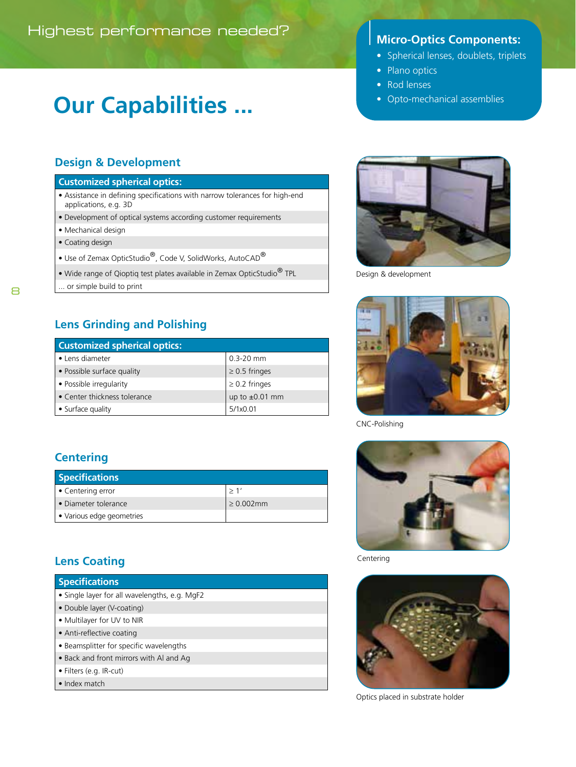Highest performance needed?

# Our Capabilities ...

**Micro-Optics Components:**

- Spherical lenses, doublets, triplets
- Plano optics
- Rod lenses
- Opto-mechanical assemblies

## Design & Development

| Customized spherical optics: |
| --- |
| • Assistance in defining specifications with narrow tolerances for high-end applications, e.g. 3D |
| • Development of optical systems according customer requirements |
| • Mechanical design |
| • Coating design |
| • Use of Zemax OpticStudio®, Code V, SolidWorks, AutoCAD® |
| • Wide range of Qioptiq test plates available in Zemax OpticStudio® TPL |
| ... or simple build to print |

Design & development

## Lens Grinding and Polishing

| Customized spherical optics: | |
| --- | --- |
| • Lens diameter | 0.3-20 mm |
| • Possible surface quality | ≥ 0.5 fringes |
| • Possible irregularity | ≥ 0.2 fringes |
| • Center thickness tolerance | up to ±0.01 mm |
| • Surface quality | 5/1x0.01 |

CNC-Polishing

## Centering

| Specifications | |
| --- | --- |
| • Centering error | ≥ 1' |
| • Diameter tolerance | ≥ 0.002mm |
| • Various edge geometries | |

Centering

## Lens Coating

| Specifications |
| --- |
| • Single layer for all wavelengths, e.g. $MgF_2$ |
| • Double layer (V-coating) |
| • Multilayer for UV to NIR |
| • Anti-reflective coating |
| • Beamsplitter for specific wavelengths |
| • Back and front mirrors with Al and Ag |
| • Filters (e.g. IR-cut) |
| • Index match |

Optics placed in substrate holder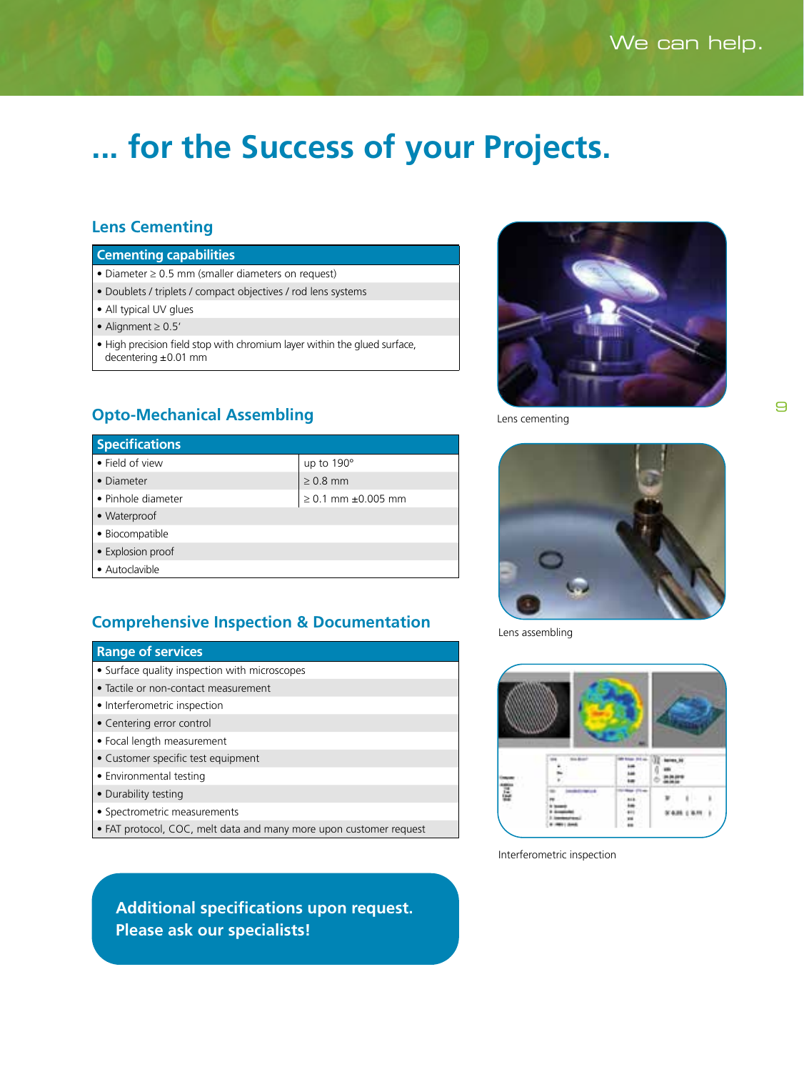We can help.

# ... for the Success of your Projects.

## Lens Cementing

| Cementing capabilities |
| --- |
| • Diameter ≥ 0.5 mm (smaller diameters on request) |
| • Doublets / triplets / compact objectives / rod lens systems |
| • All typical UV glues |
| • Alignment ≥ 0.5′ |
| • High precision field stop with chromium layer within the glued surface, decentering ±0.01 mm |

## Opto-Mechanical Assembling

| Specifications | |
| --- | --- |
| • Field of view | up to 190° |
| • Diameter | ≥ 0.8 mm |
| • Pinhole diameter | ≥ 0.1 mm ±0.005 mm |
| • Waterproof | |
| • Biocompatible | |
| • Explosion proof | |
| • Autoclavible | |

## Comprehensive Inspection & Documentation

| Range of services |
| --- |
| • Surface quality inspection with microscopes |
| • Tactile or non-contact measurement |
| • Interferometric inspection |
| • Centering error control |
| • Focal length measurement |
| • Customer specific test equipment |
| • Environmental testing |
| • Durability testing |
| • Spectrometric measurements |
| • FAT protocol, COC, melt data and many more upon customer request |

**Additional specifications upon request.**
**Please ask our specialists!**

Lens cementing

Lens assembling

Interferometric inspection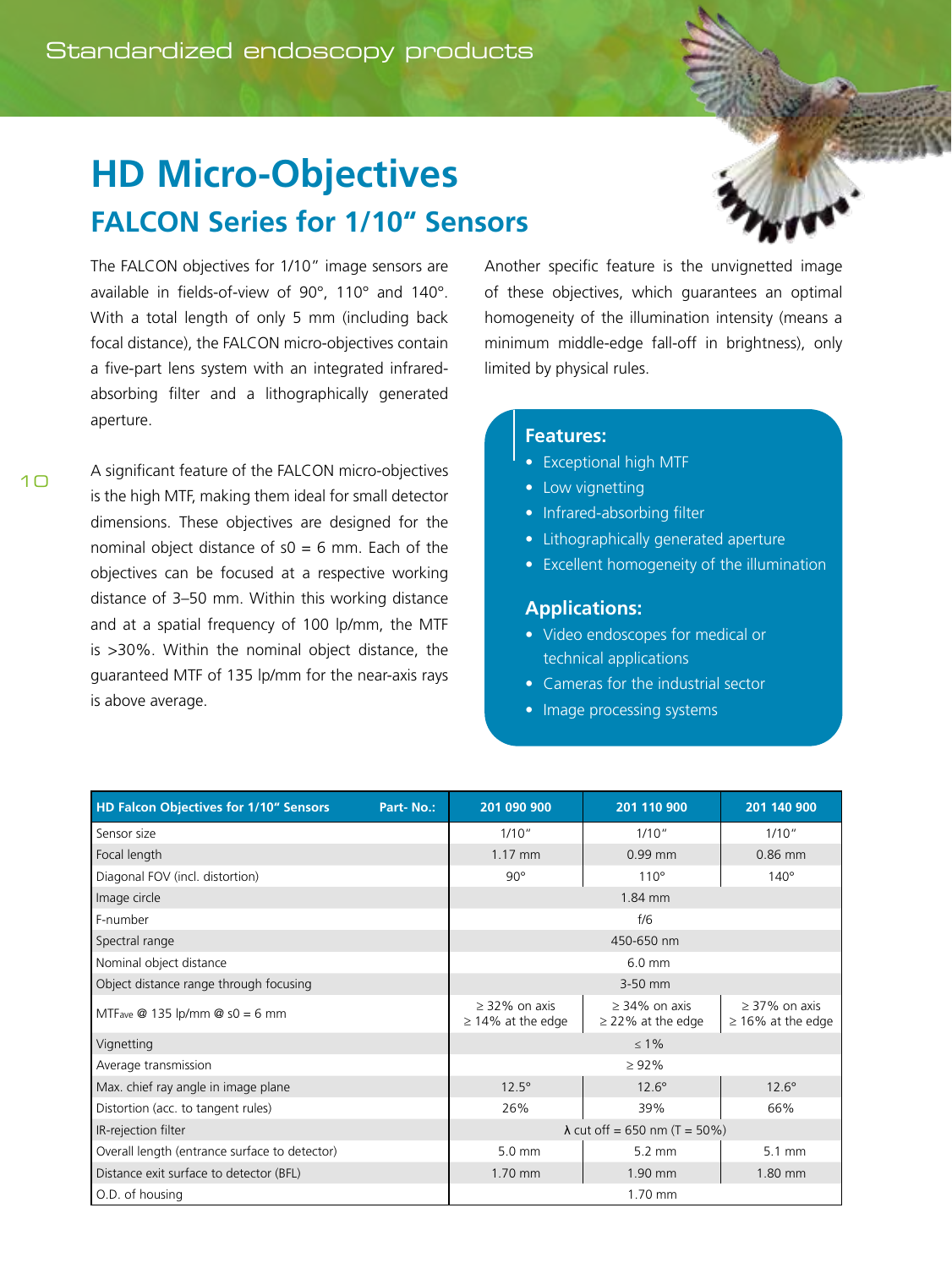# HD Micro-Objectives

## FALCON Series for 1/10" Sensors

The FALCON objectives for 1/10" image sensors are available in fields-of-view of 90°, 110° and 140°. With a total length of only 5 mm (including back focal distance), the FALCON micro-objectives contain a five-part lens system with an integrated infrared-absorbing filter and a lithographically generated aperture.

A significant feature of the FALCON micro-objectives is the high MTF, making them ideal for small detector dimensions. These objectives are designed for the nominal object distance of s0 = 6 mm. Each of the objectives can be focused at a respective working distance of 3–50 mm. Within this working distance and at a spatial frequency of 100 lp/mm, the MTF is >30%. Within the nominal object distance, the guaranteed MTF of 135 lp/mm for the near-axis rays is above average.

Another specific feature is the unvignetted image of these objectives, which guarantees an optimal homogeneity of the illumination intensity (means a minimum middle-edge fall-off in brightness), only limited by physical rules.

### Features:

- Exceptional high MTF
- Low vignetting
- Infrared-absorbing filter
- Lithographically generated aperture
- Excellent homogeneity of the illumination

### Applications:

- Video endoscopes for medical or technical applications
- Cameras for the industrial sector
- Image processing systems

| HD Falcon Objectives for 1/10" Sensors Part- No.: | 201 090 900 | 201 110 900 | 201 140 900 |
|---|---|---|---|
| Sensor size | 1/10" | 1/10" | 1/10" |
| Focal length | 1.17 mm | 0.99 mm | 0.86 mm |
| Diagonal FOV (incl. distortion) | 90° | 110° | 140° |
| Image circle | 1.84 mm | | |
| F-number | f/6 | | |
| Spectral range | 450-650 nm | | |
| Nominal object distance | 6.0 mm | | |
| Object distance range through focusing | 3-50 mm | | |
| $MTF_{ave}$ @ 135 lp/mm @ s0 = 6 mm | ≥ 32% on axis ≥ 14% at the edge | ≥ 34% on axis ≥ 22% at the edge | ≥ 37% on axis ≥ 16% at the edge |
| Vignetting | ≤ 1% | | |
| Average transmission | ≥ 92% | | |
| Max. chief ray angle in image plane | 12.5° | 12.6° | 12.6° |
| Distortion (acc. to tangent rules) | 26% | 39% | 66% |
| IR-rejection filter | λ cut off = 650 nm (T = 50%) | | |
| Overall length (entrance surface to detector) | 5.0 mm | 5.2 mm | 5.1 mm |
| Distance exit surface to detector (BFL) | 1.70 mm | 1.90 mm | 1.80 mm |
| O.D. of housing | 1.70 mm | | |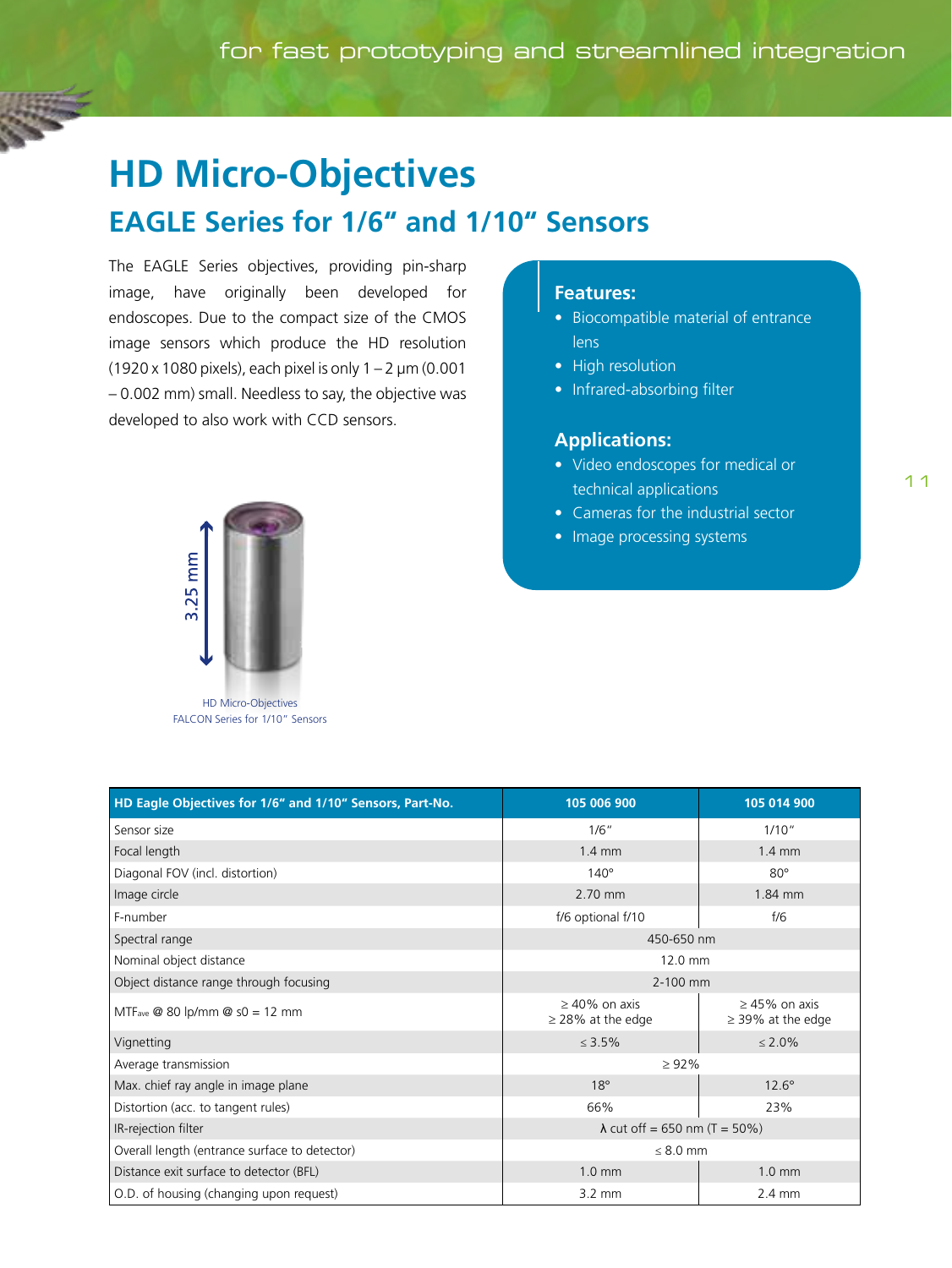# HD Micro-Objectives

## EAGLE Series for 1/6" and 1/10" Sensors

The EAGLE Series objectives, providing pin-sharp image, have originally been developed for endoscopes. Due to the compact size of the CMOS image sensors which produce the HD resolution (1920 x 1080 pixels), each pixel is only 1 – 2 µm (0.001 – 0.002 mm) small. Needless to say, the objective was developed to also work with CCD sensors.

**Features:**

- Biocompatible material of entrance lens
- High resolution
- Infrared-absorbing filter

**Applications:**

- Video endoscopes for medical or technical applications
- Cameras for the industrial sector
- Image processing systems

3.25 mm

HD Micro-Objectives
FALCON Series for 1/10" Sensors

| HD Eagle Objectives for 1/6" and 1/10" Sensors, Part-No. | 105 006 900 | 105 014 900 |
|---|---|---|
| Sensor size | 1/6" | 1/10" |
| Focal length | 1.4 mm | 1.4 mm |
| Diagonal FOV (incl. distortion) | 140° | 80° |
| Image circle | 2.70 mm | 1.84 mm |
| F-number | f/6 optional f/10 | f/6 |
| Spectral range | 450-650 nm | |
| Nominal object distance | 12.0 mm | |
| Object distance range through focusing | 2-100 mm | |
| $MTF_{ave}$ @ 80 lp/mm @ s0 = 12 mm | ≥ 40% on axis<br>≥ 28% at the edge | ≥ 45% on axis<br>≥ 39% at the edge |
| Vignetting | ≤ 3.5% | ≤ 2.0% |
| Average transmission | ≥ 92% | |
| Max. chief ray angle in image plane | 18° | 12.6° |
| Distortion (acc. to tangent rules) | 66% | 23% |
| IR-rejection filter | λ cut off = 650 nm (T = 50%) | |
| Overall length (entrance surface to detector) | ≤ 8.0 mm | |
| Distance exit surface to detector (BFL) | 1.0 mm | 1.0 mm |
| O.D. of housing (changing upon request) | 3.2 mm | 2.4 mm |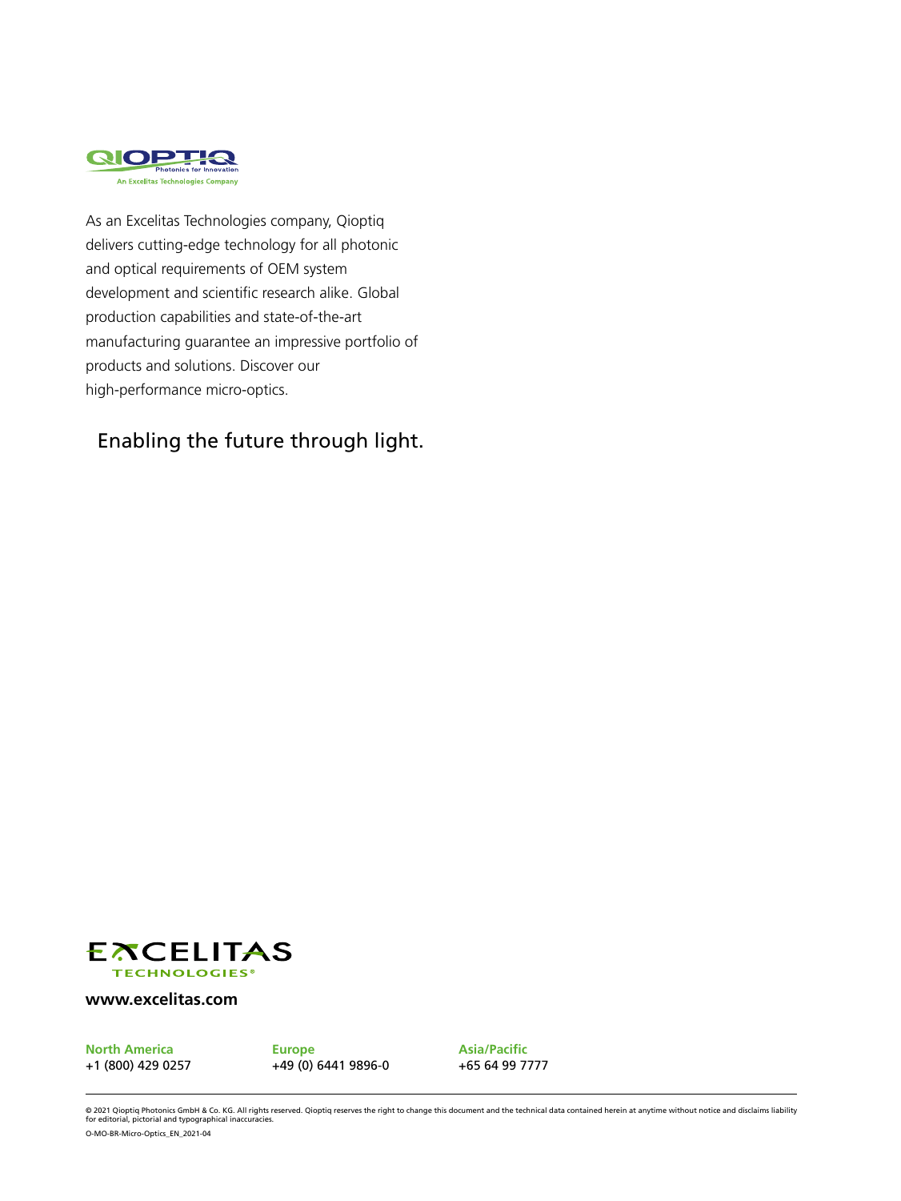QIOPTIQ
Photonics for Innovation
An Excelitas Technologies Company

As an Excelitas Technologies company, Qioptiq delivers cutting-edge technology for all photonic and optical requirements of OEM system development and scientific research alike. Global production capabilities and state-of-the-art manufacturing guarantee an impressive portfolio of products and solutions. Discover our high-performance micro-optics.

Enabling the future through light.

EXCELITAS
TECHNOLOGIES®

**www.excelitas.com**

**North America**
+1 (800) 429 0257

**Europe**
+49 (0) 6441 9896-0

**Asia/Pacific**
+65 64 99 7777

© 2021 Qioptiq Photonics GmbH & Co. KG. All rights reserved. Qioptiq reserves the right to change this document and the technical data contained herein at anytime without notice and disclaims liability for editorial, pictorial and typographical inaccuracies.

O-MO-BR-Micro-Optics_EN_2021-04